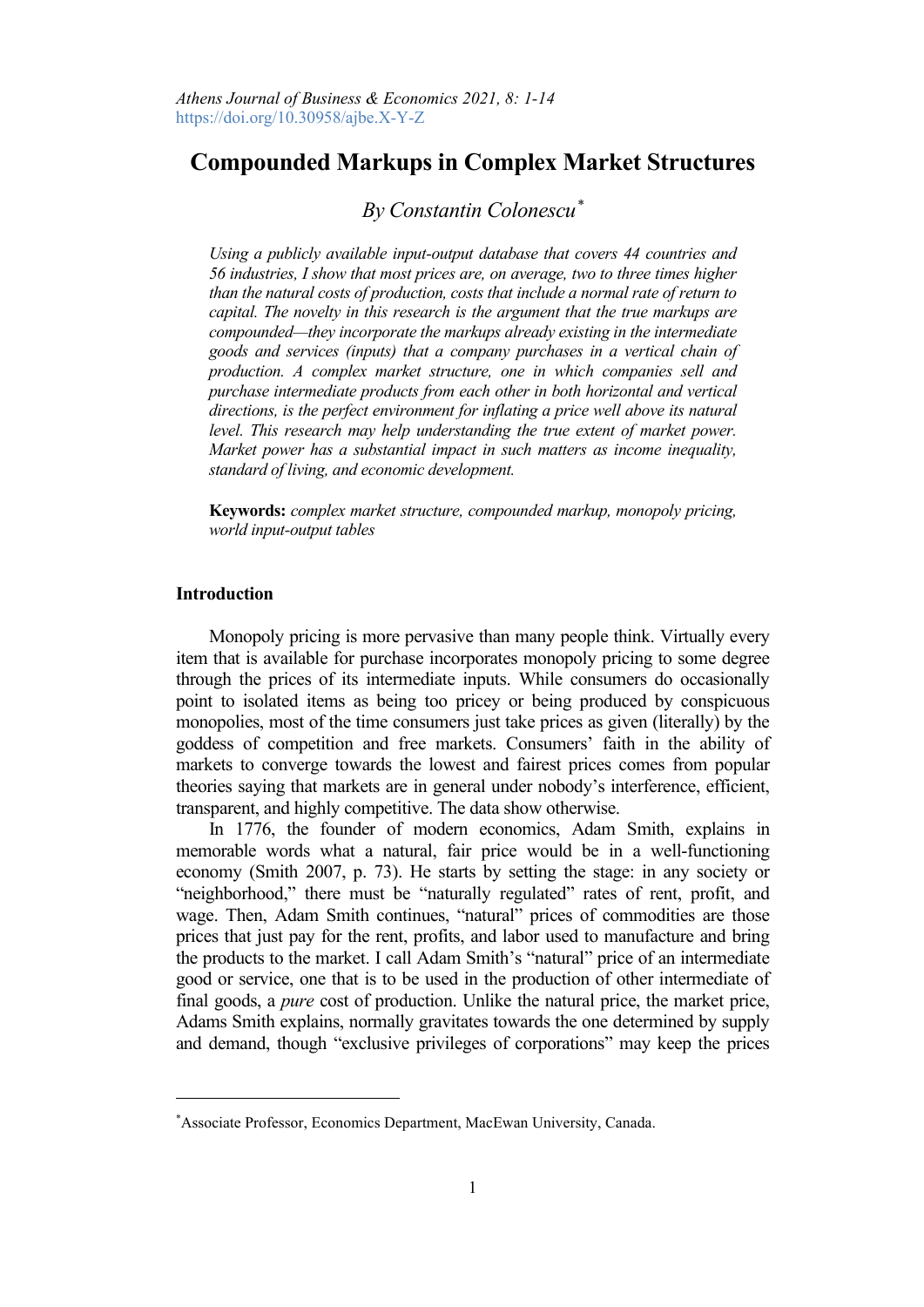# Compounded Markups in Complex Market Structures

*By Constantin Colonescu*[*]

*Using a publicly available input-output database that covers 44 countries and 56 industries, I show that most prices are, on average, two to three times higher than the natural costs of production, costs that include a normal rate of return to capital. The novelty in this research is the argument that the true markups are compounded—they incorporate the markups already existing in the intermediate goods and services (inputs) that a company purchases in a vertical chain of production. A complex market structure, one in which companies sell and purchase intermediate products from each other in both horizontal and vertical directions, is the perfect environment for inflating a price well above its natural level. This research may help understanding the true extent of market power. Market power has a substantial impact in such matters as income inequality, standard of living, and economic development.*

**Keywords:** *complex market structure, compounded markup, monopoly pricing, world input-output tables*

## Introduction

Monopoly pricing is more pervasive than many people think. Virtually every item that is available for purchase incorporates monopoly pricing to some degree through the prices of its intermediate inputs. While consumers do occasionally point to isolated items as being too pricey or being produced by conspicuous monopolies, most of the time consumers just take prices as given (literally) by the goddess of competition and free markets. Consumers' faith in the ability of markets to converge towards the lowest and fairest prices comes from popular theories saying that markets are in general under nobody's interference, efficient, transparent, and highly competitive. The data show otherwise.

In 1776, the founder of modern economics, Adam Smith, explains in memorable words what a natural, fair price would be in a well-functioning economy (Smith 2007, p. 73). He starts by setting the stage: in any society or "neighborhood," there must be "naturally regulated" rates of rent, profit, and wage. Then, Adam Smith continues, "natural" prices of commodities are those prices that just pay for the rent, profits, and labor used to manufacture and bring the products to the market. I call Adam Smith's "natural" price of an intermediate good or service, one that is to be used in the production of other intermediate of final goods, a *pure* cost of production. Unlike the natural price, the market price, Adams Smith explains, normally gravitates towards the one determined by supply and demand, though "exclusive privileges of corporations" may keep the prices

---

[*] Associate Professor, Economics Department, MacEwan University, Canada.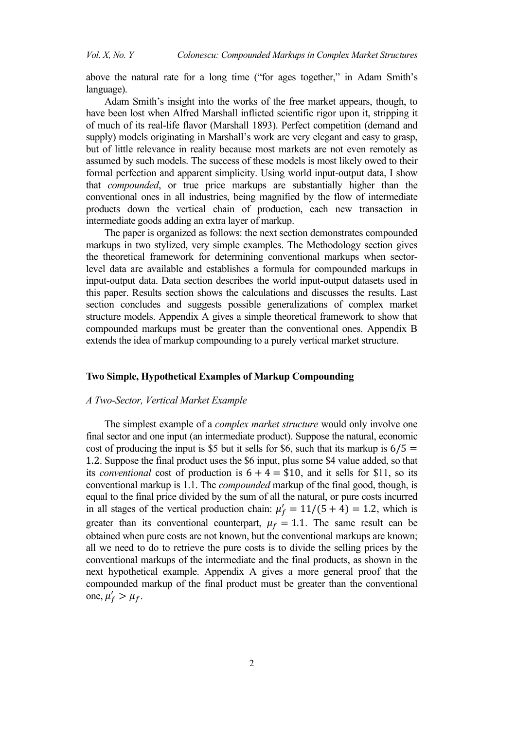above the natural rate for a long time ("for ages together," in Adam Smith's language).

Adam Smith's insight into the works of the free market appears, though, to have been lost when Alfred Marshall inflicted scientific rigor upon it, stripping it of much of its real-life flavor (Marshall 1893). Perfect competition (demand and supply) models originating in Marshall's work are very elegant and easy to grasp, but of little relevance in reality because most markets are not even remotely as assumed by such models. The success of these models is most likely owed to their formal perfection and apparent simplicity. Using world input-output data, I show that *compounded*, or true price markups are substantially higher than the conventional ones in all industries, being magnified by the flow of intermediate products down the vertical chain of production, each new transaction in intermediate goods adding an extra layer of markup.

The paper is organized as follows: the next section demonstrates compounded markups in two stylized, very simple examples. The Methodology section gives the theoretical framework for determining conventional markups when sector-level data are available and establishes a formula for compounded markups in input-output data. Data section describes the world input-output datasets used in this paper. Results section shows the calculations and discusses the results. Last section concludes and suggests possible generalizations of complex market structure models. Appendix A gives a simple theoretical framework to show that compounded markups must be greater than the conventional ones. Appendix B extends the idea of markup compounding to a purely vertical market structure.

## Two Simple, Hypothetical Examples of Markup Compounding

### *A Two-Sector, Vertical Market Example*

The simplest example of a *complex market structure* would only involve one final sector and one input (an intermediate product). Suppose the natural, economic cost of producing the input is \$5 but it sells for \$6, such that its markup is $6/5 = 1.2$. Suppose the final product uses the \$6 input, plus some \$4 value added, so that its *conventional* cost of production is $6 + 4 = \$10$, and it sells for \$11, so its conventional markup is 1.1. The *compounded* markup of the final good, though, is equal to the final price divided by the sum of all the natural, or pure costs incurred in all stages of the vertical production chain: $\mu'_f = 11/(5 + 4) = 1.2$, which is greater than its conventional counterpart, $\mu_f = 1.1$. The same result can be obtained when pure costs are not known, but the conventional markups are known; all we need to do to retrieve the pure costs is to divide the selling prices by the conventional markups of the intermediate and the final products, as shown in the next hypothetical example. Appendix A gives a more general proof that the compounded markup of the final product must be greater than the conventional one, $\mu'_f > \mu_f$.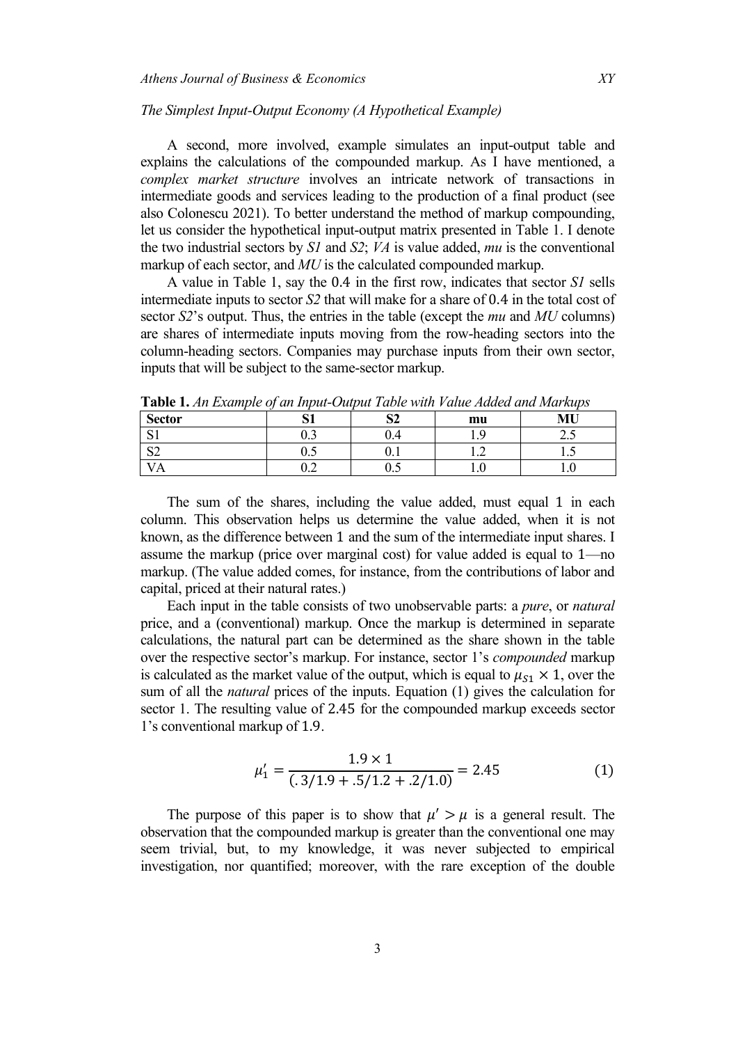*The Simplest Input-Output Economy (A Hypothetical Example)*

A second, more involved, example simulates an input-output table and explains the calculations of the compounded markup. As I have mentioned, a *complex market structure* involves an intricate network of transactions in intermediate goods and services leading to the production of a final product (see also Colonescu 2021). To better understand the method of markup compounding, let us consider the hypothetical input-output matrix presented in Table 1. I denote the two industrial sectors by *S1* and *S2*; *VA* is value added, *mu* is the conventional markup of each sector, and *MU* is the calculated compounded markup.

A value in Table 1, say the 0.4 in the first row, indicates that sector *S1* sells intermediate inputs to sector *S2* that will make for a share of 0.4 in the total cost of sector *S2*'s output. Thus, the entries in the table (except the *mu* and *MU* columns) are shares of intermediate inputs moving from the row-heading sectors into the column-heading sectors. Companies may purchase inputs from their own sector, inputs that will be subject to the same-sector markup.

**Table 1.** *An Example of an Input-Output Table with Value Added and Markups*

| Sector | S1 | S2 | mu | MU |
|---|---|---|---|---|
| S1 | 0.3 | 0.4 | 1.9 | 2.5 |
| S2 | 0.5 | 0.1 | 1.2 | 1.5 |
| VA | 0.2 | 0.5 | 1.0 | 1.0 |

The sum of the shares, including the value added, must equal 1 in each column. This observation helps us determine the value added, when it is not known, as the difference between 1 and the sum of the intermediate input shares. I assume the markup (price over marginal cost) for value added is equal to 1—no markup. (The value added comes, for instance, from the contributions of labor and capital, priced at their natural rates.)

Each input in the table consists of two unobservable parts: a *pure*, or *natural* price, and a (conventional) markup. Once the markup is determined in separate calculations, the natural part can be determined as the share shown in the table over the respective sector's markup. For instance, sector 1's *compounded* markup is calculated as the market value of the output, which is equal to $\mu_{S1} \times 1$, over the sum of all the *natural* prices of the inputs. Equation (1) gives the calculation for sector 1. The resulting value of 2.45 for the compounded markup exceeds sector 1's conventional markup of 1.9.

$$\mu_1' = \frac{1.9 \times 1}{(.3/1.9 + .5/1.2 + .2/1.0)} = 2.45 \qquad (1)$$

The purpose of this paper is to show that $\mu' > \mu$ is a general result. The observation that the compounded markup is greater than the conventional one may seem trivial, but, to my knowledge, it was never subjected to empirical investigation, nor quantified; moreover, with the rare exception of the double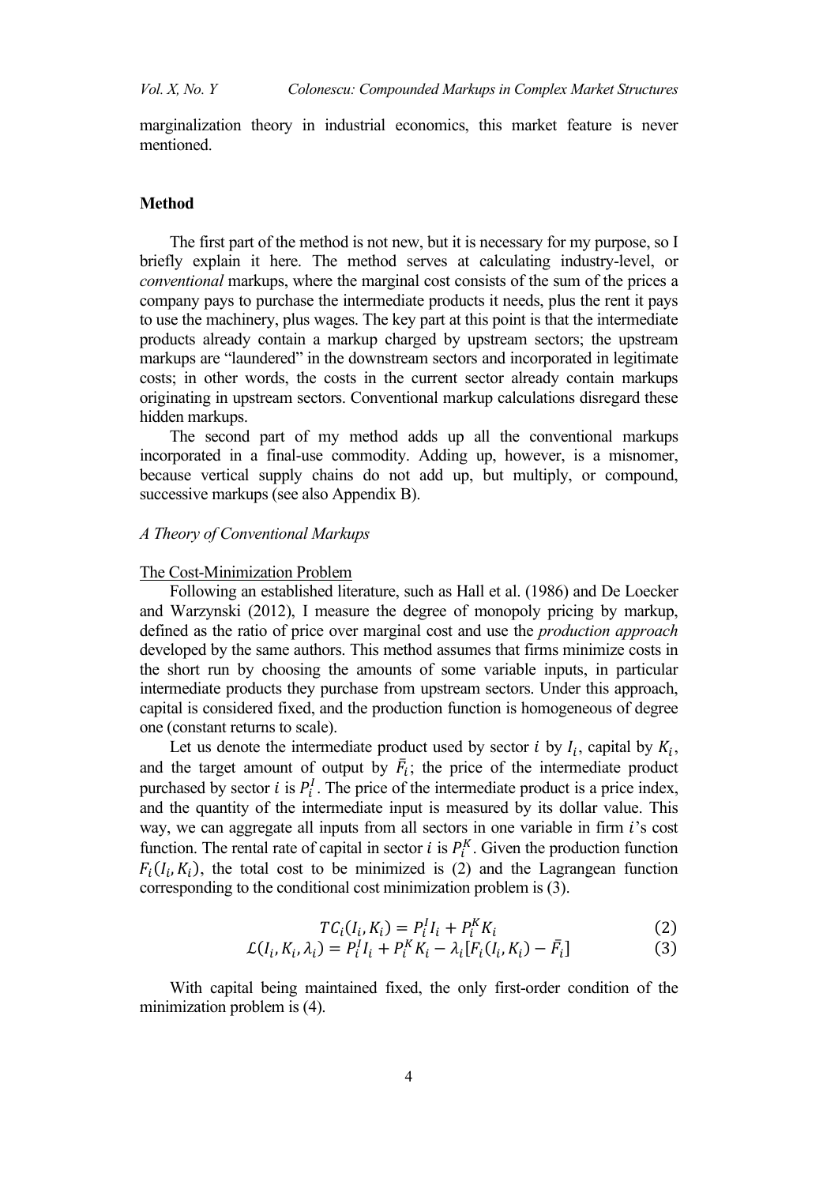marginalization theory in industrial economics, this market feature is never mentioned.

## Method

The first part of the method is not new, but it is necessary for my purpose, so I briefly explain it here. The method serves at calculating industry-level, or *conventional* markups, where the marginal cost consists of the sum of the prices a company pays to purchase the intermediate products it needs, plus the rent it pays to use the machinery, plus wages. The key part at this point is that the intermediate products already contain a markup charged by upstream sectors; the upstream markups are "laundered" in the downstream sectors and incorporated in legitimate costs; in other words, the costs in the current sector already contain markups originating in upstream sectors. Conventional markup calculations disregard these hidden markups.

The second part of my method adds up all the conventional markups incorporated in a final-use commodity. Adding up, however, is a misnomer, because vertical supply chains do not add up, but multiply, or compound, successive markups (see also Appendix B).

### *A Theory of Conventional Markups*

#### The Cost-Minimization Problem

Following an established literature, such as Hall et al. (1986) and De Loecker and Warzynski (2012), I measure the degree of monopoly pricing by markup, defined as the ratio of price over marginal cost and use the *production approach* developed by the same authors. This method assumes that firms minimize costs in the short run by choosing the amounts of some variable inputs, in particular intermediate products they purchase from upstream sectors. Under this approach, capital is considered fixed, and the production function is homogeneous of degree one (constant returns to scale).

Let us denote the intermediate product used by sector $i$ by $I_i$, capital by $K_i$, and the target amount of output by $\bar{F}_i$; the price of the intermediate product purchased by sector $i$ is $P_i^I$. The price of the intermediate product is a price index, and the quantity of the intermediate input is measured by its dollar value. This way, we can aggregate all inputs from all sectors in one variable in firm $i$'s cost function. The rental rate of capital in sector $i$ is $P_i^K$. Given the production function $F_i(I_i, K_i)$, the total cost to be minimized is (2) and the Lagrangean function corresponding to the conditional cost minimization problem is (3).

$$TC_i(I_i, K_i) = P_i^I I_i + P_i^K K_i \tag{2}$$

$$\mathcal{L}(I_i, K_i, \lambda_i) = P_i^I I_i + P_i^K K_i - \lambda_i[F_i(I_i, K_i) - \bar{F}_i] \tag{3}$$

With capital being maintained fixed, the only first-order condition of the minimization problem is (4).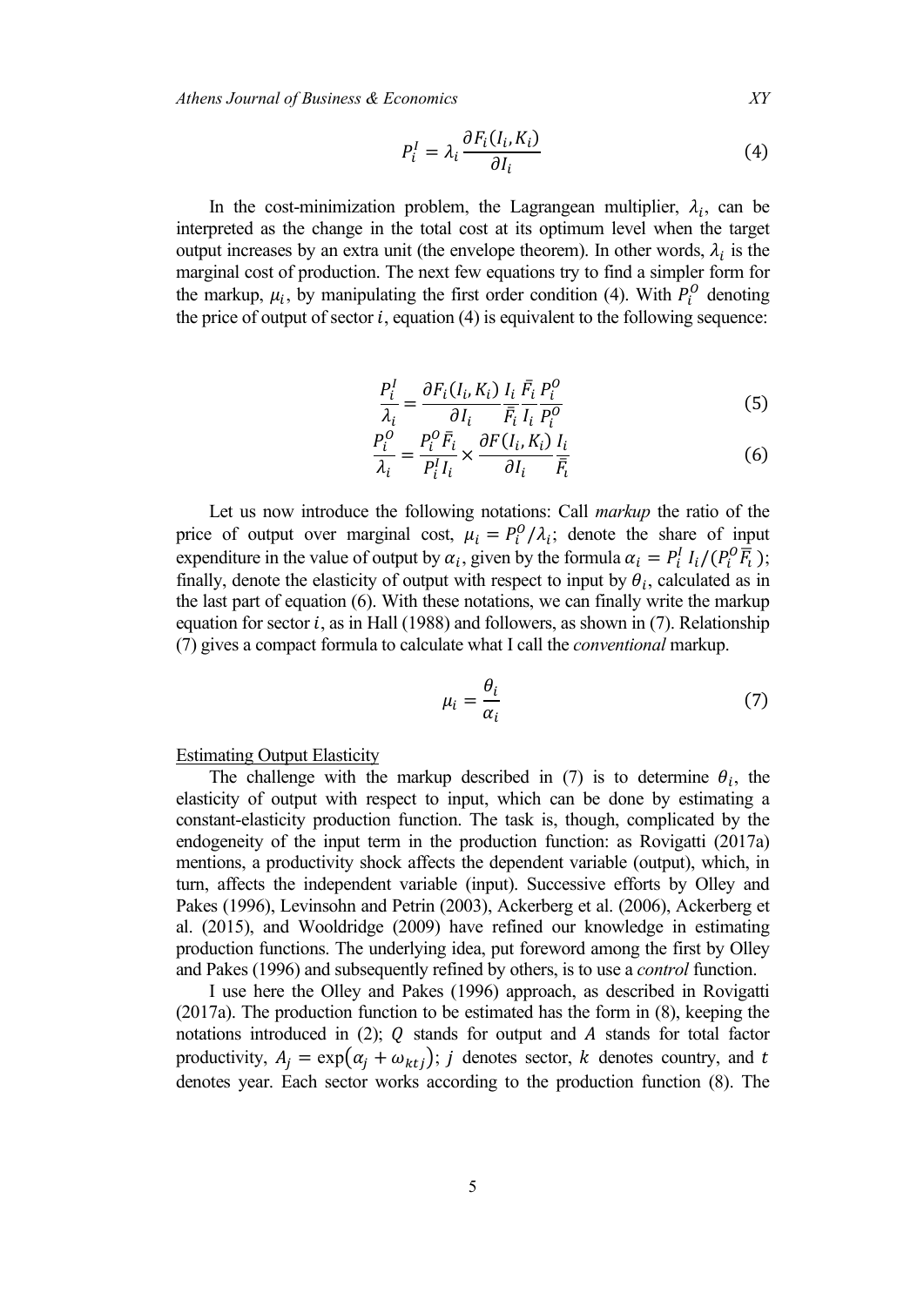$$P_i^I = \lambda_i \frac{\partial F_i(I_i, K_i)}{\partial I_i} \tag{4}$$

In the cost-minimization problem, the Lagrangean multiplier, $\lambda_i$, can be interpreted as the change in the total cost at its optimum level when the target output increases by an extra unit (the envelope theorem). In other words, $\lambda_i$ is the marginal cost of production. The next few equations try to find a simpler form for the markup, $\mu_i$, by manipulating the first order condition (4). With $P_i^O$ denoting the price of output of sector $i$, equation (4) is equivalent to the following sequence:

$$\frac{P_i^I}{\lambda_i} = \frac{\partial F_i(I_i, K_i)}{\partial I_i} \frac{I_i}{\bar{F}_i} \frac{\bar{F}_i}{I_i} \frac{P_i^O}{P_i^O} \tag{5}$$

$$\frac{P_i^O}{\lambda_i} = \frac{P_i^O \bar{F}_i}{P_i^I I_i} \times \frac{\partial F(I_i, K_i)}{\partial I_i} \frac{I_i}{\bar{F}_i} \tag{6}$$

Let us now introduce the following notations: Call *markup* the ratio of the price of output over marginal cost, $\mu_i = P_i^O / \lambda_i$; denote the share of input expenditure in the value of output by $\alpha_i$, given by the formula $\alpha_i = P_i^I \, I_i / (P_i^O \bar{F}_i)$; finally, denote the elasticity of output with respect to input by $\theta_i$, calculated as in the last part of equation (6). With these notations, we can finally write the markup equation for sector $i$, as in Hall (1988) and followers, as shown in (7). Relationship (7) gives a compact formula to calculate what I call the *conventional* markup.

$$\mu_i = \frac{\theta_i}{\alpha_i} \tag{7}$$

Estimating Output Elasticity

The challenge with the markup described in (7) is to determine $\theta_i$, the elasticity of output with respect to input, which can be done by estimating a constant-elasticity production function. The task is, though, complicated by the endogeneity of the input term in the production function: as Rovigatti (2017a) mentions, a productivity shock affects the dependent variable (output), which, in turn, affects the independent variable (input). Successive efforts by Olley and Pakes (1996), Levinsohn and Petrin (2003), Ackerberg et al. (2006), Ackerberg et al. (2015), and Wooldridge (2009) have refined our knowledge in estimating production functions. The underlying idea, put foreword among the first by Olley and Pakes (1996) and subsequently refined by others, is to use a *control* function.

I use here the Olley and Pakes (1996) approach, as described in Rovigatti (2017a). The production function to be estimated has the form in (8), keeping the notations introduced in (2); $Q$ stands for output and $A$ stands for total factor productivity, $A_j = \exp(\alpha_j + \omega_{ktj})$; $j$ denotes sector, $k$ denotes country, and $t$ denotes year. Each sector works according to the production function (8). The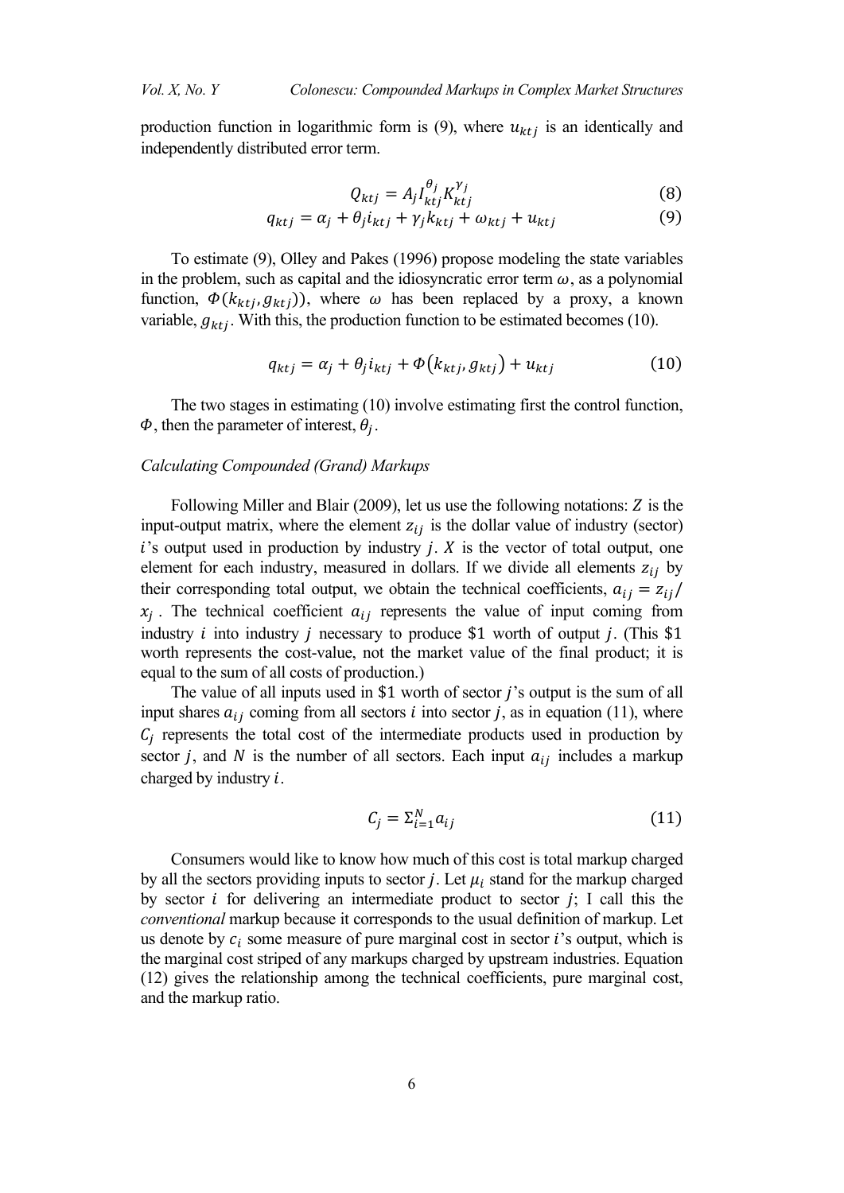production function in logarithmic form is (9), where $u_{ktj}$ is an identically and independently distributed error term.

$$Q_{ktj} = A_j I_{ktj}^{\theta_j} K_{ktj}^{\gamma_j} \tag{8}$$

$$q_{ktj} = \alpha_j + \theta_j i_{ktj} + \gamma_j k_{ktj} + \omega_{ktj} + u_{ktj} \tag{9}$$

To estimate (9), Olley and Pakes (1996) propose modeling the state variables in the problem, such as capital and the idiosyncratic error term $\omega$, as a polynomial function, $\Phi(k_{ktj}, g_{ktj}))$, where $\omega$ has been replaced by a proxy, a known variable, $g_{ktj}$. With this, the production function to be estimated becomes (10).

$$q_{ktj} = \alpha_j + \theta_j i_{ktj} + \Phi\left(k_{ktj}, g_{ktj}\right) + u_{ktj} \tag{10}$$

The two stages in estimating (10) involve estimating first the control function, $\Phi$, then the parameter of interest, $\theta_j$.

*Calculating Compounded (Grand) Markups*

Following Miller and Blair (2009), let us use the following notations: $Z$ is the input-output matrix, where the element $z_{ij}$ is the dollar value of industry (sector) $i$'s output used in production by industry $j$. $X$ is the vector of total output, one element for each industry, measured in dollars. If we divide all elements $z_{ij}$ by their corresponding total output, we obtain the technical coefficients, $a_{ij} = z_{ij}/x_j$. The technical coefficient $a_{ij}$ represents the value of input coming from industry $i$ into industry $j$ necessary to produce \$1 worth of output $j$. (This \$1 worth represents the cost-value, not the market value of the final product; it is equal to the sum of all costs of production.)

The value of all inputs used in \$1 worth of sector $j$'s output is the sum of all input shares $a_{ij}$ coming from all sectors $i$ into sector $j$, as in equation (11), where $C_j$ represents the total cost of the intermediate products used in production by sector $j$, and $N$ is the number of all sectors. Each input $a_{ij}$ includes a markup charged by industry $i$.

$$C_j = \Sigma_{i=1}^{N} a_{ij} \tag{11}$$

Consumers would like to know how much of this cost is total markup charged by all the sectors providing inputs to sector $j$. Let $\mu_i$ stand for the markup charged by sector $i$ for delivering an intermediate product to sector $j$; I call this the *conventional* markup because it corresponds to the usual definition of markup. Let us denote by $c_i$ some measure of pure marginal cost in sector $i$'s output, which is the marginal cost striped of any markups charged by upstream industries. Equation (12) gives the relationship among the technical coefficients, pure marginal cost, and the markup ratio.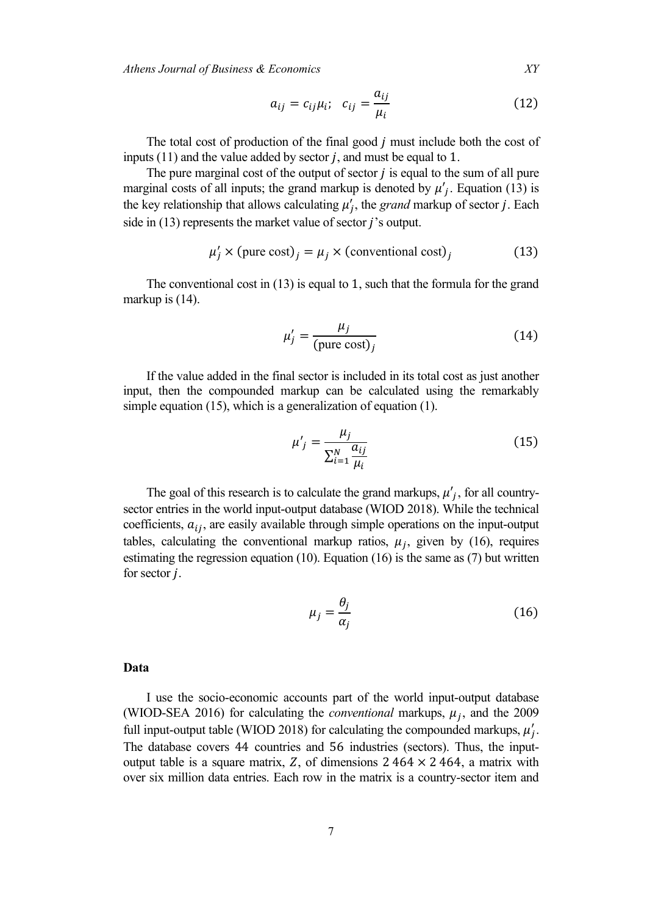$$a_{ij} = c_{ij}\mu_i; \quad c_{ij} = \frac{a_{ij}}{\mu_i} \tag{12}$$

The total cost of production of the final good $j$ must include both the cost of inputs (11) and the value added by sector $j$, and must be equal to 1.

The pure marginal cost of the output of sector $j$ is equal to the sum of all pure marginal costs of all inputs; the grand markup is denoted by $\mu'_j$. Equation (13) is the key relationship that allows calculating $\mu'_j$, the *grand* markup of sector $j$. Each side in (13) represents the market value of sector $j$'s output.

$$\mu'_j \times (\text{pure cost})_j = \mu_j \times (\text{conventional cost})_j \tag{13}$$

The conventional cost in (13) is equal to 1, such that the formula for the grand markup is (14).

$$\mu'_j = \frac{\mu_j}{(\text{pure cost})_j} \tag{14}$$

If the value added in the final sector is included in its total cost as just another input, then the compounded markup can be calculated using the remarkably simple equation (15), which is a generalization of equation (1).

$$\mu'_j = \frac{\mu_j}{\sum_{i=1}^{N} \frac{a_{ij}}{\mu_i}} \tag{15}$$

The goal of this research is to calculate the grand markups, $\mu'_j$, for all country-sector entries in the world input-output database (WIOD 2018). While the technical coefficients, $a_{ij}$, are easily available through simple operations on the input-output tables, calculating the conventional markup ratios, $\mu_j$, given by (16), requires estimating the regression equation (10). Equation (16) is the same as (7) but written for sector $j$.

$$\mu_j = \frac{\theta_j}{\alpha_j} \tag{16}$$

### Data

I use the socio-economic accounts part of the world input-output database (WIOD-SEA 2016) for calculating the *conventional* markups, $\mu_j$, and the 2009 full input-output table (WIOD 2018) for calculating the compounded markups, $\mu'_j$. The database covers 44 countries and 56 industries (sectors). Thus, the input-output table is a square matrix, $Z$, of dimensions $2\,464 \times 2\,464$, a matrix with over six million data entries. Each row in the matrix is a country-sector item and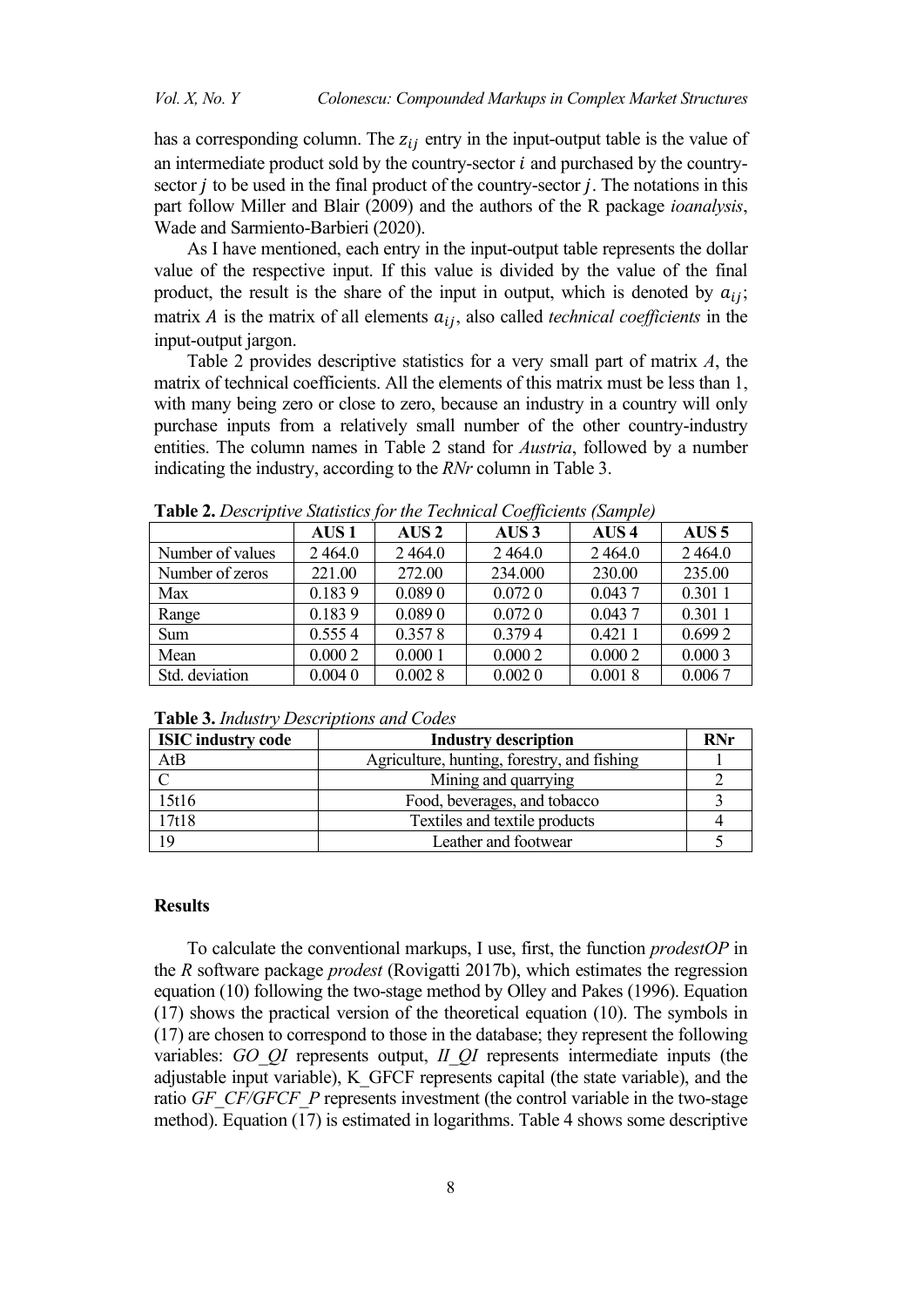has a corresponding column. The $z_{ij}$ entry in the input-output table is the value of an intermediate product sold by the country-sector $i$ and purchased by the country-sector $j$ to be used in the final product of the country-sector $j$. The notations in this part follow Miller and Blair (2009) and the authors of the R package *ioanalysis*, Wade and Sarmiento-Barbieri (2020).

As I have mentioned, each entry in the input-output table represents the dollar value of the respective input. If this value is divided by the value of the final product, the result is the share of the input in output, which is denoted by $a_{ij}$; matrix $A$ is the matrix of all elements $a_{ij}$, also called *technical coefficients* in the input-output jargon.

Table 2 provides descriptive statistics for a very small part of matrix *A*, the matrix of technical coefficients. All the elements of this matrix must be less than 1, with many being zero or close to zero, because an industry in a country will only purchase inputs from a relatively small number of the other country-industry entities. The column names in Table 2 stand for *Austria*, followed by a number indicating the industry, according to the *RNr* column in Table 3.

**Table 2.** *Descriptive Statistics for the Technical Coefficients (Sample)*

| | AUS 1 | AUS 2 | AUS 3 | AUS 4 | AUS 5 |
|---|---|---|---|---|---|
| Number of values | 2 464.0 | 2 464.0 | 2 464.0 | 2 464.0 | 2 464.0 |
| Number of zeros | 221.00 | 272.00 | 234.000 | 230.00 | 235.00 |
| Max | 0.183 9 | 0.089 0 | 0.072 0 | 0.043 7 | 0.301 1 |
| Range | 0.183 9 | 0.089 0 | 0.072 0 | 0.043 7 | 0.301 1 |
| Sum | 0.555 4 | 0.357 8 | 0.379 4 | 0.421 1 | 0.699 2 |
| Mean | 0.000 2 | 0.000 1 | 0.000 2 | 0.000 2 | 0.000 3 |
| Std. deviation | 0.004 0 | 0.002 8 | 0.002 0 | 0.001 8 | 0.006 7 |

**Table 3.** *Industry Descriptions and Codes*

| ISIC industry code | Industry description | RNr |
|---|---|---|
| AtB | Agriculture, hunting, forestry, and fishing | 1 |
| C | Mining and quarrying | 2 |
| 15t16 | Food, beverages, and tobacco | 3 |
| 17t18 | Textiles and textile products | 4 |
| 19 | Leather and footwear | 5 |

### Results

To calculate the conventional markups, I use, first, the function *prodestOP* in the *R* software package *prodest* (Rovigatti 2017b), which estimates the regression equation (10) following the two-stage method by Olley and Pakes (1996). Equation (17) shows the practical version of the theoretical equation (10). The symbols in (17) are chosen to correspond to those in the database; they represent the following variables: *GO_QI* represents output, *II_QI* represents intermediate inputs (the adjustable input variable), K_GFCF represents capital (the state variable), and the ratio *GF_CF/GFCF_P* represents investment (the control variable in the two-stage method). Equation (17) is estimated in logarithms. Table 4 shows some descriptive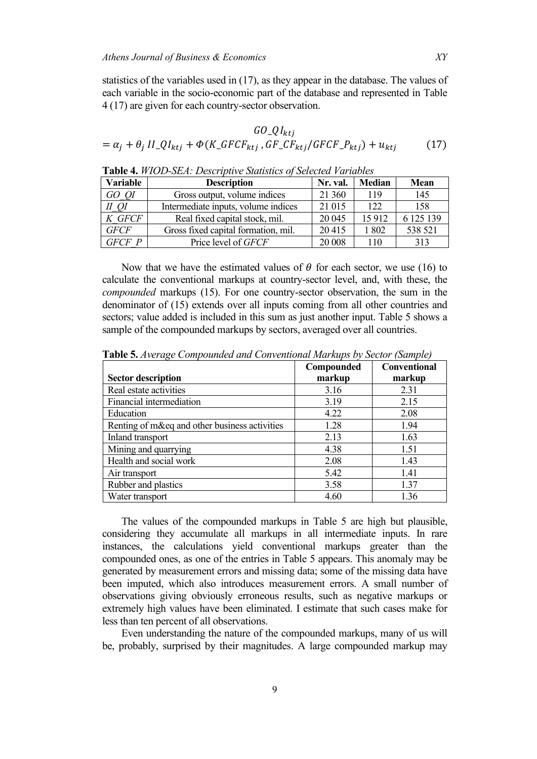statistics of the variables used in (17), as they appear in the database. The values of each variable in the socio-economic part of the database and represented in Table 4 (17) are given for each country-sector observation.

$$GO\_QI_{ktj} = \alpha_j + \theta_j \, II\_QI_{ktj} + \Phi(K\_GFCF_{ktj}\,, GF\_CF_{ktj}/GFCF\_P_{ktj}) + u_{ktj} \tag{17}$$

**Table 4.** *WIOD-SEA: Descriptive Statistics of Selected Variables*

| Variable | Description | Nr. val. | Median | Mean |
|---|---|---|---|---|
| *GO_QI* | Gross output, volume indices | 21 360 | 119 | 145 |
| *II_QI* | Intermediate inputs, volume indices | 21 015 | 122 | 158 |
| *K_GFCF* | Real fixed capital stock, mil. | 20 045 | 15 912 | 6 125 139 |
| *GFCF* | Gross fixed capital formation, mil. | 20 415 | 1 802 | 538 521 |
| *GFCF_P* | Price level of *GFCF* | 20 008 | 110 | 313 |

Now that we have the estimated values of $\theta$ for each sector, we use (16) to calculate the conventional markups at country-sector level, and, with these, the *compounded* markups (15). For one country-sector observation, the sum in the denominator of (15) extends over all inputs coming from all other countries and sectors; value added is included in this sum as just another input. Table 5 shows a sample of the compounded markups by sectors, averaged over all countries.

**Table 5.** *Average Compounded and Conventional Markups by Sector (Sample)*

| Sector description | Compounded markup | Conventional markup |
|---|---|---|
| Real estate activities | 3.16 | 2.31 |
| Financial intermediation | 3.19 | 2.15 |
| Education | 4.22 | 2.08 |
| Renting of m&eq and other business activities | 1.28 | 1.94 |
| Inland transport | 2.13 | 1.63 |
| Mining and quarrying | 4.38 | 1.51 |
| Health and social work | 2.08 | 1.43 |
| Air transport | 5.42 | 1.41 |
| Rubber and plastics | 3.58 | 1.37 |
| Water transport | 4.60 | 1.36 |

The values of the compounded markups in Table 5 are high but plausible, considering they accumulate all markups in all intermediate inputs. In rare instances, the calculations yield conventional markups greater than the compounded ones, as one of the entries in Table 5 appears. This anomaly may be generated by measurement errors and missing data; some of the missing data have been imputed, which also introduces measurement errors. A small number of observations giving obviously erroneous results, such as negative markups or extremely high values have been eliminated. I estimate that such cases make for less than ten percent of all observations.

Even understanding the nature of the compounded markups, many of us will be, probably, surprised by their magnitudes. A large compounded markup may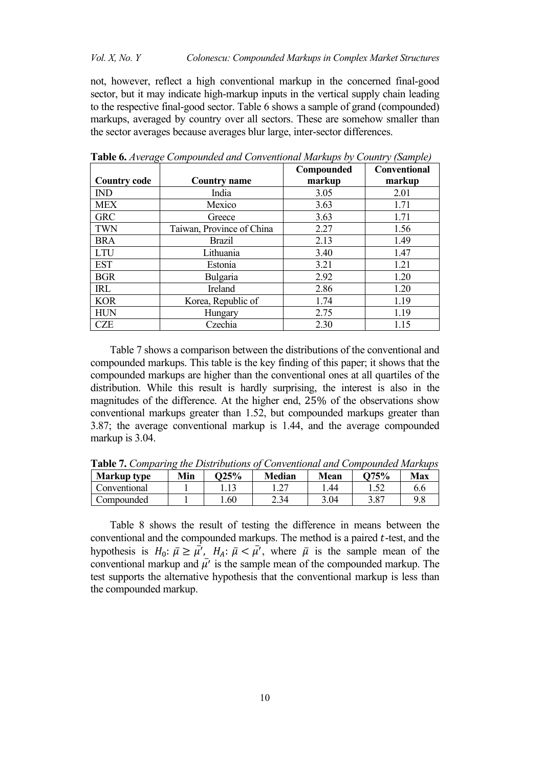not, however, reflect a high conventional markup in the concerned final-good sector, but it may indicate high-markup inputs in the vertical supply chain leading to the respective final-good sector. Table 6 shows a sample of grand (compounded) markups, averaged by country over all sectors. These are somehow smaller than the sector averages because averages blur large, inter-sector differences.

**Table 6.** *Average Compounded and Conventional Markups by Country (Sample)*

| Country code | Country name | Compounded markup | Conventional markup |
|---|---|---|---|
| IND | India | 3.05 | 2.01 |
| MEX | Mexico | 3.63 | 1.71 |
| GRC | Greece | 3.63 | 1.71 |
| TWN | Taiwan, Province of China | 2.27 | 1.56 |
| BRA | Brazil | 2.13 | 1.49 |
| LTU | Lithuania | 3.40 | 1.47 |
| EST | Estonia | 3.21 | 1.21 |
| BGR | Bulgaria | 2.92 | 1.20 |
| IRL | Ireland | 2.86 | 1.20 |
| KOR | Korea, Republic of | 1.74 | 1.19 |
| HUN | Hungary | 2.75 | 1.19 |
| CZE | Czechia | 2.30 | 1.15 |

Table 7 shows a comparison between the distributions of the conventional and compounded markups. This table is the key finding of this paper; it shows that the compounded markups are higher than the conventional ones at all quartiles of the distribution. While this result is hardly surprising, the interest is also in the magnitudes of the difference. At the higher end, 25% of the observations show conventional markups greater than 1.52, but compounded markups greater than 3.87; the average conventional markup is 1.44, and the average compounded markup is 3.04.

**Table 7.** *Comparing the Distributions of Conventional and Compounded Markups*

| Markup type | Min | Q25% | Median | Mean | Q75% | Max |
|---|---|---|---|---|---|---|
| Conventional | 1 | 1.13 | 1.27 | 1.44 | 1.52 | 6.6 |
| Compounded | 1 | 1.60 | 2.34 | 3.04 | 3.87 | 9.8 |

Table 8 shows the result of testing the difference in means between the conventional and the compounded markups. The method is a paired $t$-test, and the hypothesis is $H_0$: $\bar{\mu} \geq \bar{\mu'}$, $H_A$: $\bar{\mu} < \bar{\mu'}$, where $\bar{\mu}$ is the sample mean of the conventional markup and $\bar{\mu'}$ is the sample mean of the compounded markup. The test supports the alternative hypothesis that the conventional markup is less than the compounded markup.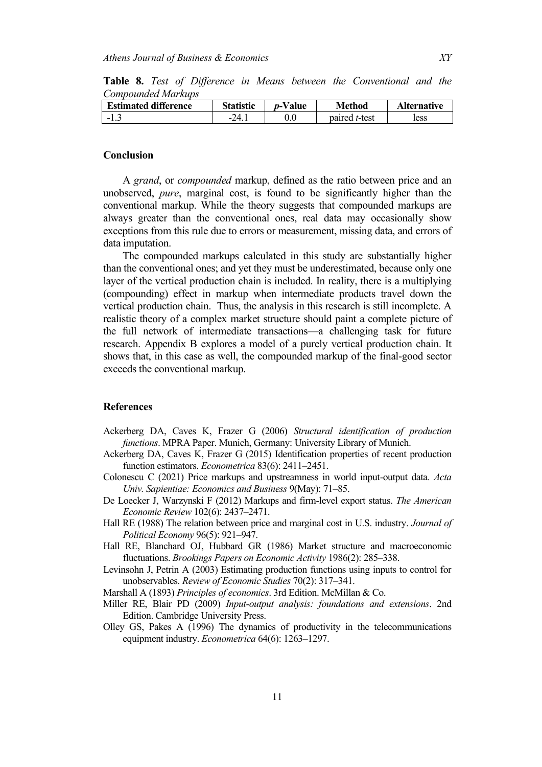**Table 8.** *Test of Difference in Means between the Conventional and the Compounded Markups*

| Estimated difference | Statistic | *p*-Value | Method | Alternative |
|---|---|---|---|---|
| -1.3 | -24.1 | 0.0 | paired *t*-test | less |

## Conclusion

A *grand*, or *compounded* markup, defined as the ratio between price and an unobserved, *pure*, marginal cost, is found to be significantly higher than the conventional markup. While the theory suggests that compounded markups are always greater than the conventional ones, real data may occasionally show exceptions from this rule due to errors or measurement, missing data, and errors of data imputation.

The compounded markups calculated in this study are substantially higher than the conventional ones; and yet they must be underestimated, because only one layer of the vertical production chain is included. In reality, there is a multiplying (compounding) effect in markup when intermediate products travel down the vertical production chain. Thus, the analysis in this research is still incomplete. A realistic theory of a complex market structure should paint a complete picture of the full network of intermediate transactions—a challenging task for future research. Appendix B explores a model of a purely vertical production chain. It shows that, in this case as well, the compounded markup of the final-good sector exceeds the conventional markup.

## References

Ackerberg DA, Caves K, Frazer G (2006) *Structural identification of production functions*. MPRA Paper. Munich, Germany: University Library of Munich.

Ackerberg DA, Caves K, Frazer G (2015) Identification properties of recent production function estimators. *Econometrica* 83(6): 2411–2451.

Colonescu C (2021) Price markups and upstreamness in world input-output data. *Acta Univ. Sapientiae: Economics and Business* 9(May): 71–85.

De Loecker J, Warzynski F (2012) Markups and firm-level export status. *The American Economic Review* 102(6): 2437–2471.

Hall RE (1988) The relation between price and marginal cost in U.S. industry. *Journal of Political Economy* 96(5): 921–947.

Hall RE, Blanchard OJ, Hubbard GR (1986) Market structure and macroeconomic fluctuations. *Brookings Papers on Economic Activity* 1986(2): 285–338.

Levinsohn J, Petrin A (2003) Estimating production functions using inputs to control for unobservables. *Review of Economic Studies* 70(2): 317–341.

Marshall A (1893) *Principles of economics*. 3rd Edition. McMillan & Co.

Miller RE, Blair PD (2009) *Input-output analysis: foundations and extensions*. 2nd Edition. Cambridge University Press.

Olley GS, Pakes A (1996) The dynamics of productivity in the telecommunications equipment industry. *Econometrica* 64(6): 1263–1297.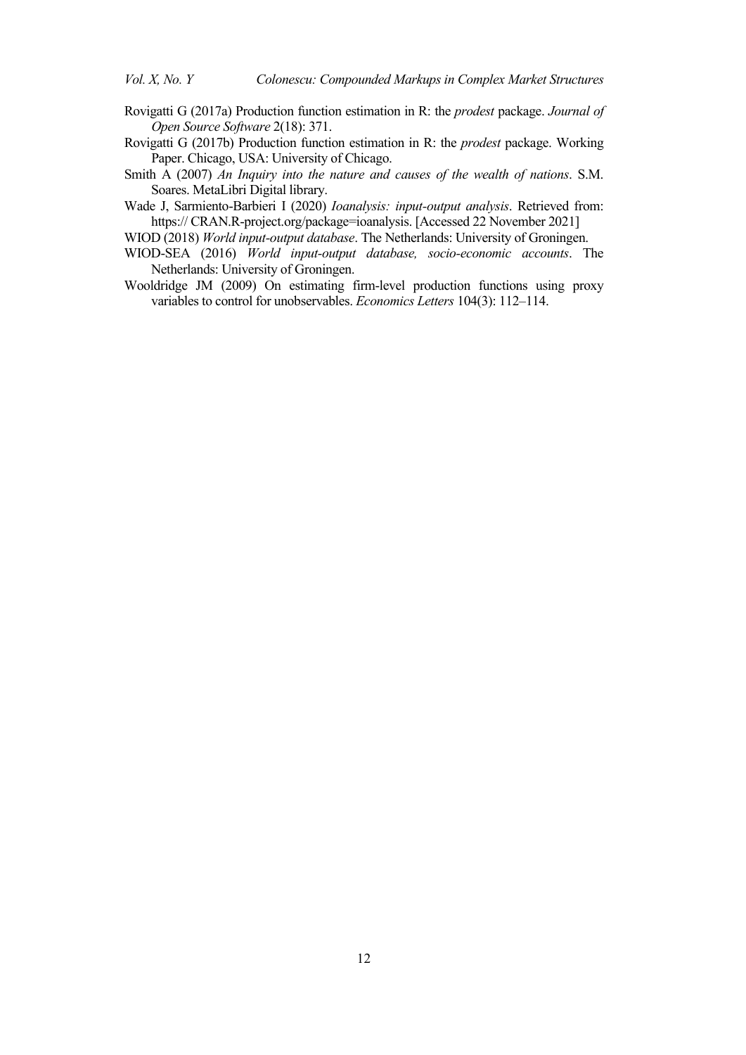Rovigatti G (2017a) Production function estimation in R: the *prodest* package. *Journal of Open Source Software* 2(18): 371.

Rovigatti G (2017b) Production function estimation in R: the *prodest* package. Working Paper. Chicago, USA: University of Chicago.

Smith A (2007) *An Inquiry into the nature and causes of the wealth of nations*. S.M. Soares. MetaLibri Digital library.

Wade J, Sarmiento-Barbieri I (2020) *Ioanalysis: input-output analysis*. Retrieved from: https:// CRAN.R-project.org/package=ioanalysis. [Accessed 22 November 2021]

WIOD (2018) *World input-output database*. The Netherlands: University of Groningen.

WIOD-SEA (2016) *World input-output database, socio-economic accounts*. The Netherlands: University of Groningen.

Wooldridge JM (2009) On estimating firm-level production functions using proxy variables to control for unobservables. *Economics Letters* 104(3): 112–114.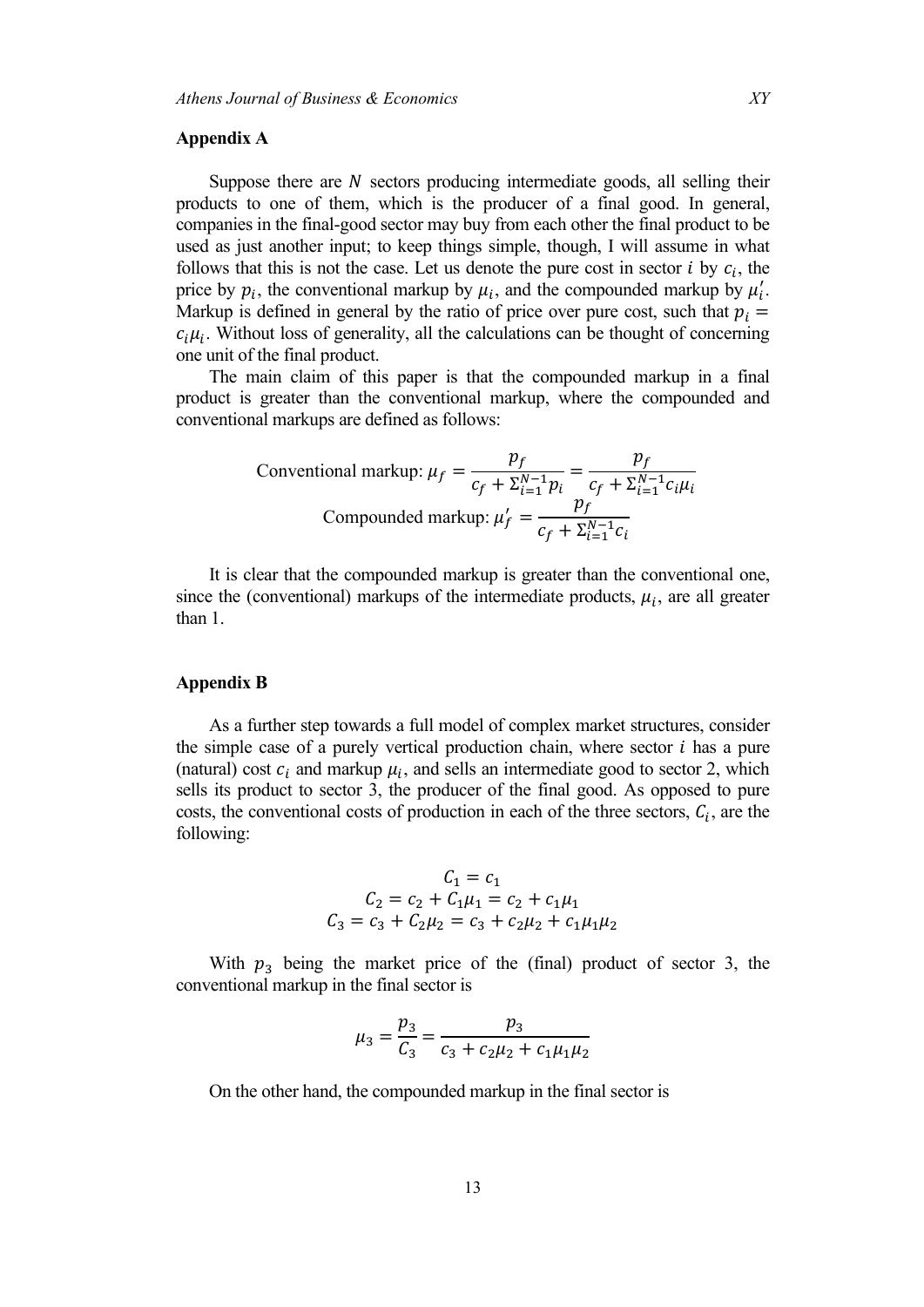## Appendix A

Suppose there are $N$ sectors producing intermediate goods, all selling their products to one of them, which is the producer of a final good. In general, companies in the final-good sector may buy from each other the final product to be used as just another input; to keep things simple, though, I will assume in what follows that this is not the case. Let us denote the pure cost in sector $i$ by $c_i$, the price by $p_i$, the conventional markup by $\mu_i$, and the compounded markup by $\mu_i'$. Markup is defined in general by the ratio of price over pure cost, such that $p_i = c_i\mu_i$. Without loss of generality, all the calculations can be thought of concerning one unit of the final product.

The main claim of this paper is that the compounded markup in a final product is greater than the conventional markup, where the compounded and conventional markups are defined as follows:

$$\text{Conventional markup: } \mu_f = \frac{p_f}{c_f + \Sigma_{i=1}^{N-1} p_i} = \frac{p_f}{c_f + \Sigma_{i=1}^{N-1} c_i \mu_i}$$

$$\text{Compounded markup: } \mu_f' = \frac{p_f}{c_f + \Sigma_{i=1}^{N-1} c_i}$$

It is clear that the compounded markup is greater than the conventional one, since the (conventional) markups of the intermediate products, $\mu_i$, are all greater than 1.

## Appendix B

As a further step towards a full model of complex market structures, consider the simple case of a purely vertical production chain, where sector $i$ has a pure (natural) cost $c_i$ and markup $\mu_i$, and sells an intermediate good to sector 2, which sells its product to sector 3, the producer of the final good. As opposed to pure costs, the conventional costs of production in each of the three sectors, $C_i$, are the following:

$$C_1 = c_1$$

$$C_2 = c_2 + C_1\mu_1 = c_2 + c_1\mu_1$$

$$C_3 = c_3 + C_2\mu_2 = c_3 + c_2\mu_2 + c_1\mu_1\mu_2$$

With $p_3$ being the market price of the (final) product of sector 3, the conventional markup in the final sector is

$$\mu_3 = \frac{p_3}{C_3} = \frac{p_3}{c_3 + c_2\mu_2 + c_1\mu_1\mu_2}$$

On the other hand, the compounded markup in the final sector is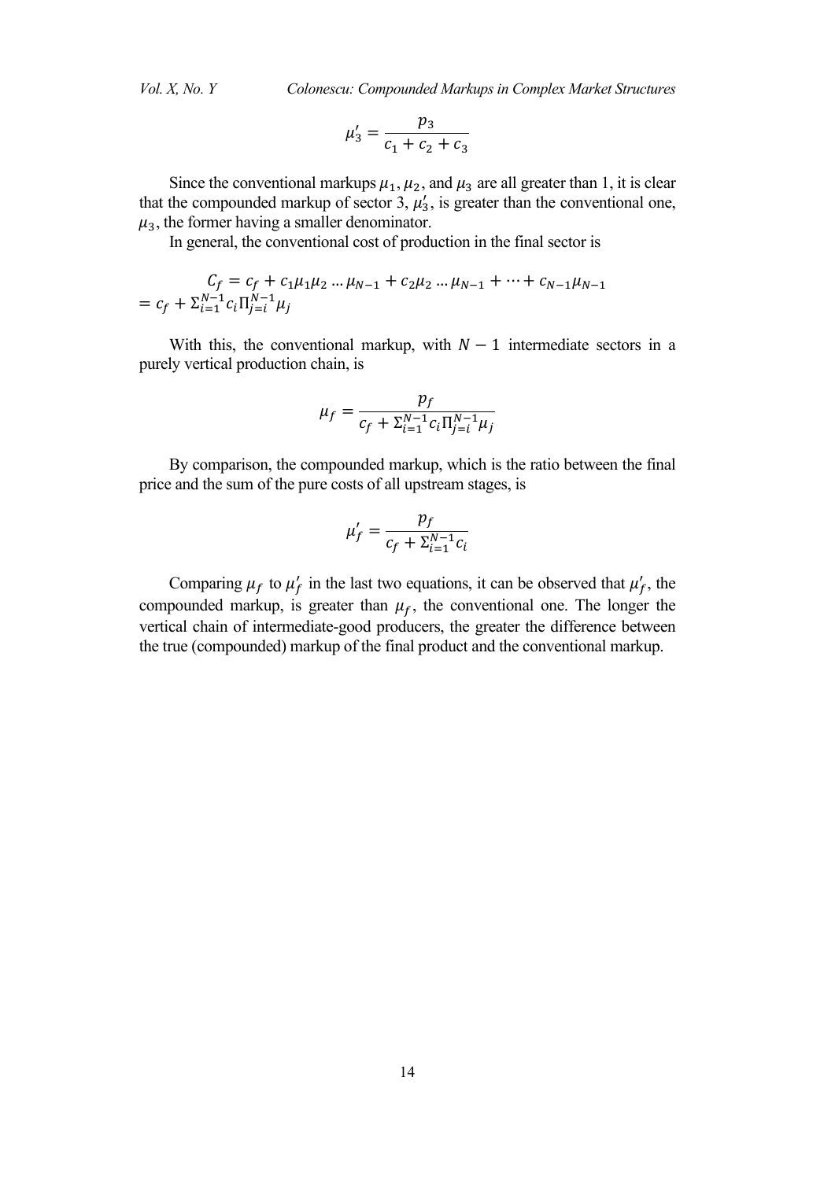$$\mu_3' = \frac{p_3}{c_1 + c_2 + c_3}$$

Since the conventional markups $\mu_1$, $\mu_2$, and $\mu_3$ are all greater than 1, it is clear that the compounded markup of sector 3, $\mu_3'$, is greater than the conventional one, $\mu_3$, the former having a smaller denominator.

In general, the conventional cost of production in the final sector is

$$C_f = c_f + c_1\mu_1\mu_2 \ldots \mu_{N-1} + c_2\mu_2 \ldots \mu_{N-1} + \cdots + c_{N-1}\mu_{N-1}$$
$$= c_f + \Sigma_{i=1}^{N-1} c_i \Pi_{j=i}^{N-1} \mu_j$$

With this, the conventional markup, with $N-1$ intermediate sectors in a purely vertical production chain, is

$$\mu_f = \frac{p_f}{c_f + \Sigma_{i=1}^{N-1} c_i \Pi_{j=i}^{N-1} \mu_j}$$

By comparison, the compounded markup, which is the ratio between the final price and the sum of the pure costs of all upstream stages, is

$$\mu_f' = \frac{p_f}{c_f + \Sigma_{i=1}^{N-1} c_i}$$

Comparing $\mu_f$ to $\mu_f'$ in the last two equations, it can be observed that $\mu_f'$, the compounded markup, is greater than $\mu_f$, the conventional one. The longer the vertical chain of intermediate-good producers, the greater the difference between the true (compounded) markup of the final product and the conventional markup.